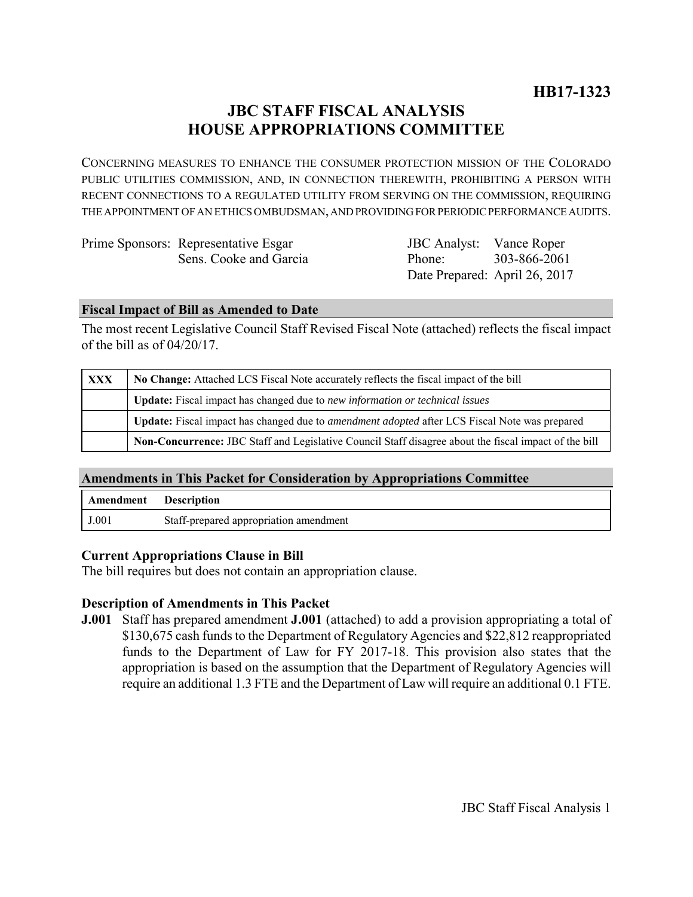**HB17-1323**

# JBC STAFF FISCAL ANALYSIS
# HOUSE APPROPRIATIONS COMMITTEE

CONCERNING MEASURES TO ENHANCE THE CONSUMER PROTECTION MISSION OF THE COLORADO PUBLIC UTILITIES COMMISSION, AND, IN CONNECTION THEREWITH, PROHIBITING A PERSON WITH RECENT CONNECTIONS TO A REGULATED UTILITY FROM SERVING ON THE COMMISSION, REQUIRING THE APPOINTMENT OF AN ETHICS OMBUDSMAN, AND PROVIDING FOR PERIODIC PERFORMANCE AUDITS.

| | | | |
|---|---|---|---|
| Prime Sponsors: | Representative Esgar | JBC Analyst: | Vance Roper |
| | Sens. Cooke and Garcia | Phone: | 303-866-2061 |
| | | Date Prepared: | April 26, 2017 |

## Fiscal Impact of Bill as Amended to Date

The most recent Legislative Council Staff Revised Fiscal Note (attached) reflects the fiscal impact of the bill as of 04/20/17.

| | |
|---|---|
| XXX | **No Change:** Attached LCS Fiscal Note accurately reflects the fiscal impact of the bill |
| | **Update:** Fiscal impact has changed due to *new information or technical issues* |
| | **Update:** Fiscal impact has changed due to *amendment adopted* after LCS Fiscal Note was prepared |
| | **Non-Concurrence:** JBC Staff and Legislative Council Staff disagree about the fiscal impact of the bill |

## Amendments in This Packet for Consideration by Appropriations Committee

| Amendment | Description |
|---|---|
| J.001 | Staff-prepared appropriation amendment |

### Current Appropriations Clause in Bill

The bill requires but does not contain an appropriation clause.

### Description of Amendments in This Packet

**J.001** Staff has prepared amendment **J.001** (attached) to add a provision appropriating a total of $130,675 cash funds to the Department of Regulatory Agencies and $22,812 reappropriated funds to the Department of Law for FY 2017-18. This provision also states that the appropriation is based on the assumption that the Department of Regulatory Agencies will require an additional 1.3 FTE and the Department of Law will require an additional 0.1 FTE.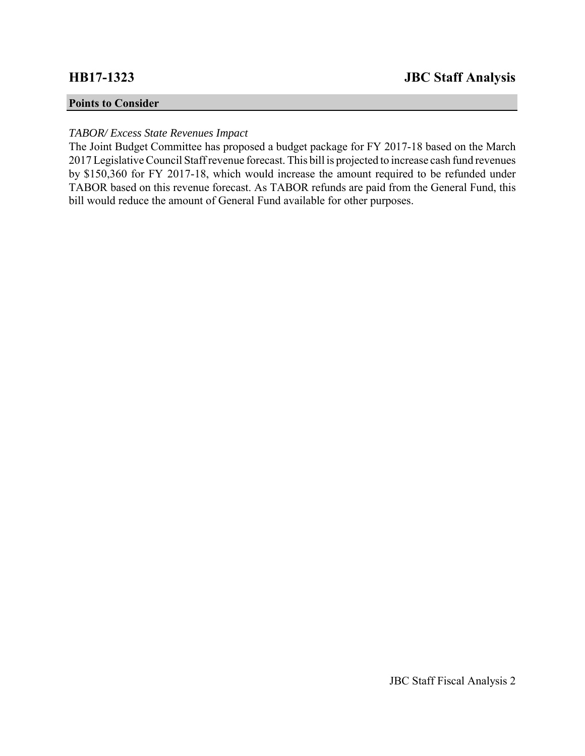## Points to Consider

*TABOR/ Excess State Revenues Impact*

The Joint Budget Committee has proposed a budget package for FY 2017-18 based on the March 2017 Legislative Council Staff revenue forecast. This bill is projected to increase cash fund revenues by $150,360 for FY 2017-18, which would increase the amount required to be refunded under TABOR based on this revenue forecast. As TABOR refunds are paid from the General Fund, this bill would reduce the amount of General Fund available for other purposes.